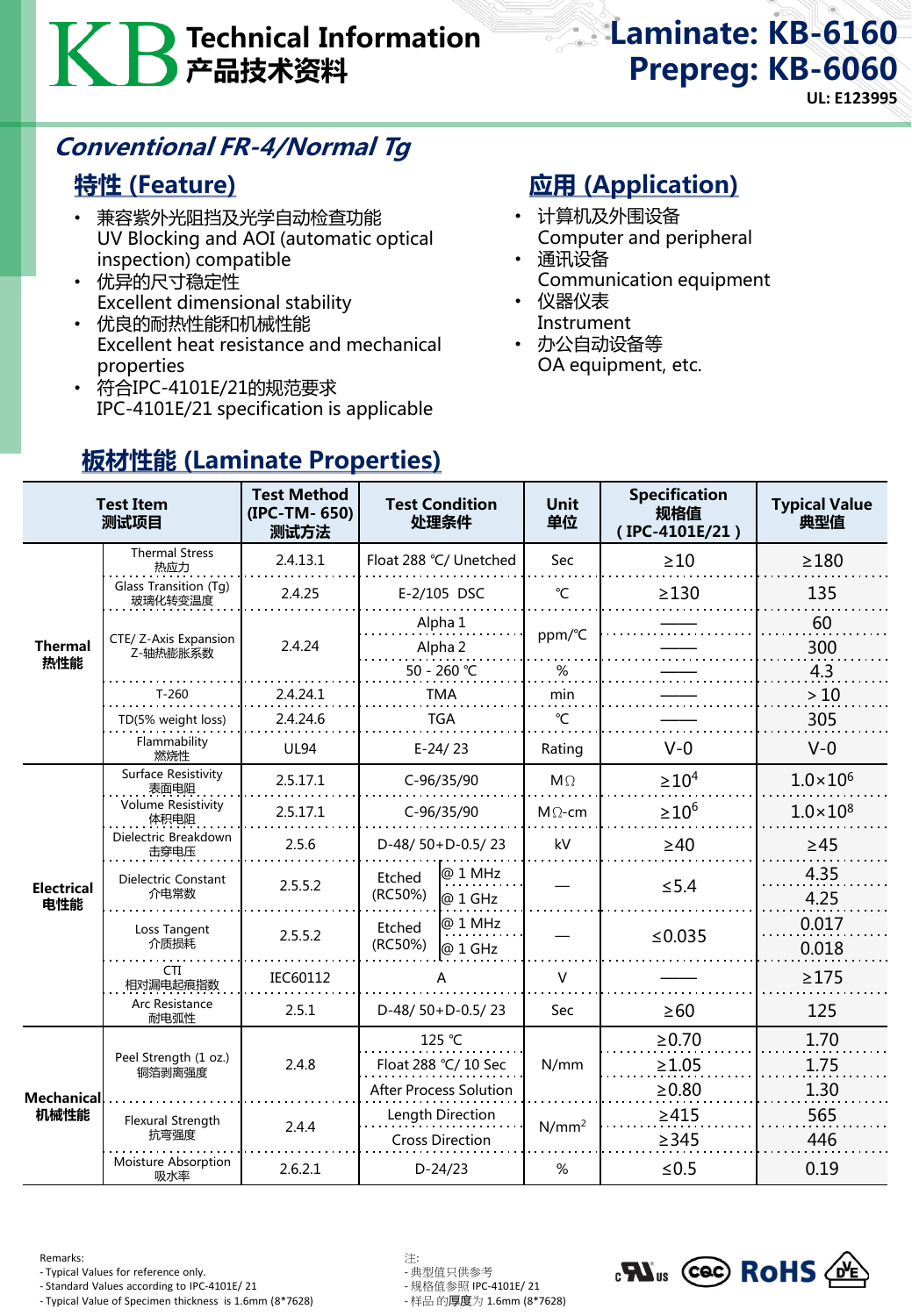# KB Technical Information 产品技术资料

**Laminate: KB-6160**
**Prepreg: KB-6060**
**UL: E123995**

## *Conventional FR-4/Normal Tg*

### 特性 (Feature)

- 兼容紫外光阻挡及光学自动检查功能
  UV Blocking and AOI (automatic optical inspection) compatible
- 优异的尺寸稳定性
  Excellent dimensional stability
- 优良的耐热性能和机械性能
  Excellent heat resistance and mechanical properties
- 符合IPC-4101E/21的规范要求
  IPC-4101E/21 specification is applicable

### 应用 (Application)

- 计算机及外围设备
  Computer and peripheral
- 通讯设备
  Communication equipment
- 仪器仪表
  Instrument
- 办公自动设备等
  OA equipment, etc.

## 板材性能 (Laminate Properties)

| Test Item 测试项目 | | Test Method (IPC-TM- 650) 测试方法 | Test Condition 处理条件 | | Unit 单位 | Specification 规格值 ( IPC-4101E/21 ) | Typical Value 典型值 |
|---|---|---|---|---|---|---|---|
| Thermal 热性能 | Thermal Stress 热应力 | 2.4.13.1 | Float 288 ℃/ Unetched | | Sec | ≥10 | ≥180 |
| | Glass Transition (Tg) 玻璃化转变温度 | 2.4.25 | E-2/105 DSC | | ℃ | ≥130 | 135 |
| | CTE/ Z-Axis Expansion Z-轴热膨胀系数 | 2.4.24 | Alpha 1 | | ppm/℃ | —— | 60 |
| | | | Alpha 2 | | ppm/℃ | —— | 300 |
| | | | 50 - 260 ℃ | | % | —— | 4.3 |
| | T-260 | 2.4.24.1 | TMA | | min | —— | > 10 |
| | TD(5% weight loss) | 2.4.24.6 | TGA | | ℃ | —— | 305 |
| | Flammability 燃烧性 | UL94 | E-24/ 23 | | Rating | V-0 | V-0 |
| Electrical 电性能 | Surface Resistivity 表面电阻 | 2.5.17.1 | C-96/35/90 | | MΩ | $\geq 10^4$ | $1.0\times10^6$ |
| | Volume Resistivity 体积电阻 | 2.5.17.1 | C-96/35/90 | | MΩ-cm | $\geq 10^6$ | $1.0\times10^8$ |
| | Dielectric Breakdown 击穿电压 | 2.5.6 | D-48/ 50+D-0.5/ 23 | | kV | ≥40 | ≥45 |
| | Dielectric Constant 介电常数 | 2.5.5.2 | Etched (RC50%) | @ 1 MHz | — | ≤5.4 | 4.35 |
| | | | | @ 1 GHz | | | 4.25 |
| | Loss Tangent 介质损耗 | 2.5.5.2 | Etched (RC50%) | @ 1 MHz | — | ≤0.035 | 0.017 |
| | | | | @ 1 GHz | | | 0.018 |
| | CTI 相对漏电起痕指数 | IEC60112 | A | | V | —— | ≥175 |
| | Arc Resistance 耐电弧性 | 2.5.1 | D-48/ 50+D-0.5/ 23 | | Sec | ≥60 | 125 |
| Mechanical 机械性能 | Peel Strength (1 oz.) 铜箔剥离强度 | 2.4.8 | 125 ℃ | | N/mm | ≥0.70 | 1.70 |
| | | | Float 288 ℃/ 10 Sec | | N/mm | ≥1.05 | 1.75 |
| | | | After Process Solution | | N/mm | ≥0.80 | 1.30 |
| | Flexural Strength 抗弯强度 | 2.4.4 | Length Direction | | $N/mm^2$ | ≥415 | 565 |
| | | | Cross Direction | | $N/mm^2$ | ≥345 | 446 |
| | Moisture Absorption 吸水率 | 2.6.2.1 | D-24/23 | | % | ≤0.5 | 0.19 |

Remarks:
- Typical Values for reference only.
- Standard Values according to IPC-4101E/ 21
- Typical Value of Specimen thickness is 1.6mm (8*7628)

注:
- 典型值只供参考
- 规格值参照 IPC-4101E/ 21
- 样品 的厚度为 1.6mm (8*7628)

c UL us  CQC  RoHS  VDE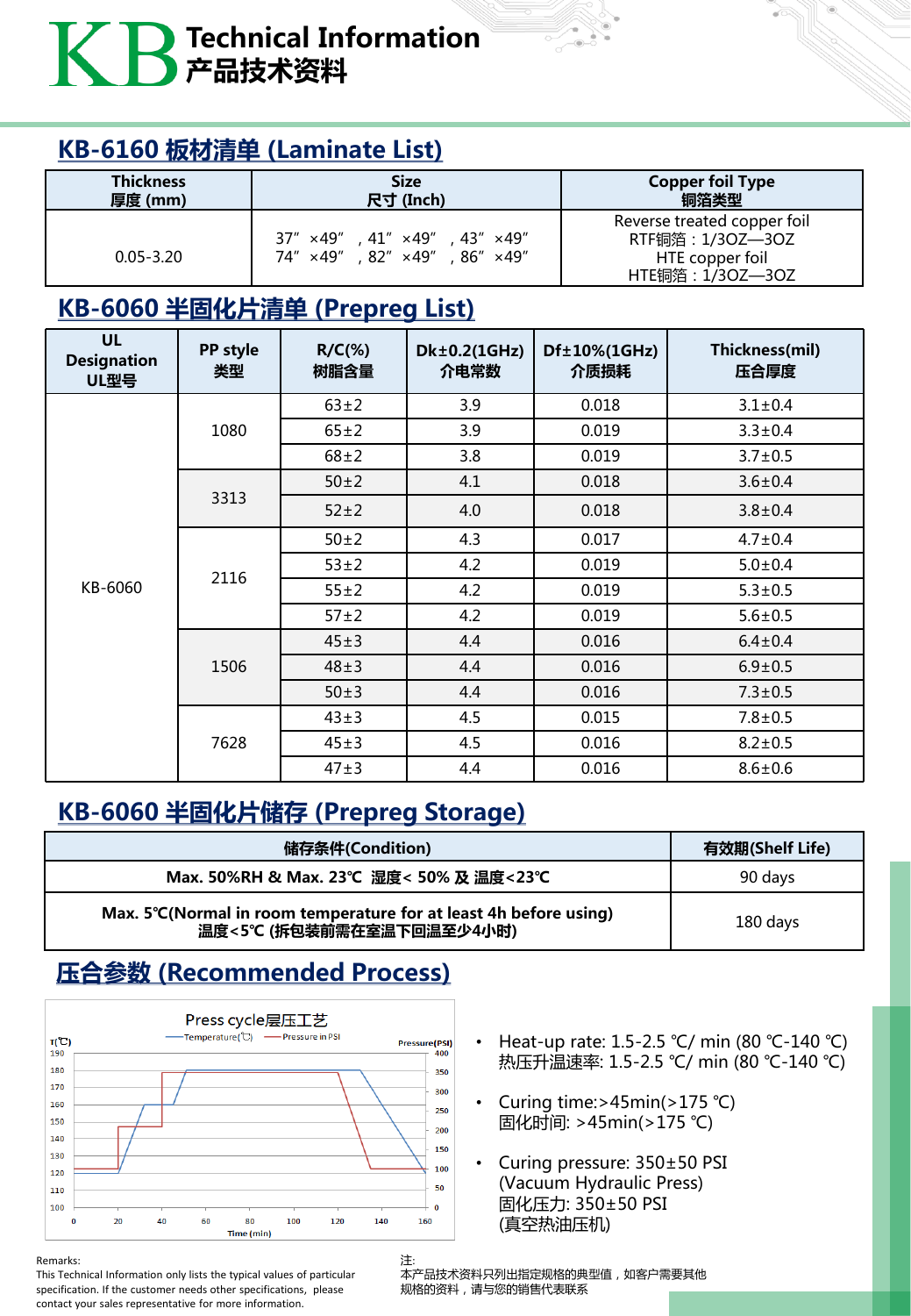# Technical Information 产品技术资料

## KB-6160 板材清单 (Laminate List)

| Thickness 厚度 (mm) | Size 尺寸 (Inch) | Copper foil Type 铜箔类型 |
|---|---|---|
| 0.05-3.20 | 37″ ×49″ ，41″ ×49″ ，43″ ×49″ 74″ ×49″ ，82″ ×49″ ，86″ ×49″ | Reverse treated copper foil RTF铜箔：1/3OZ—3OZ HTE copper foil HTE铜箔：1/3OZ—3OZ |

## KB-6060 半固化片清单 (Prepreg List)

| UL Designation UL型号 | PP style 类型 | R/C(%) 树脂含量 | Dk±0.2(1GHz) 介电常数 | Df±10%(1GHz) 介质损耗 | Thickness(mil) 压合厚度 |
|---|---|---|---|---|---|
| KB-6060 | 1080 | 63±2 | 3.9 | 0.018 | 3.1±0.4 |
| | | 65±2 | 3.9 | 0.019 | 3.3±0.4 |
| | | 68±2 | 3.8 | 0.019 | 3.7±0.5 |
| | 3313 | 50±2 | 4.1 | 0.018 | 3.6±0.4 |
| | | 52±2 | 4.0 | 0.018 | 3.8±0.4 |
| | 2116 | 50±2 | 4.3 | 0.017 | 4.7±0.4 |
| | | 53±2 | 4.2 | 0.019 | 5.0±0.4 |
| | | 55±2 | 4.2 | 0.019 | 5.3±0.5 |
| | | 57±2 | 4.2 | 0.019 | 5.6±0.5 |
| | 1506 | 45±3 | 4.4 | 0.016 | 6.4±0.4 |
| | | 48±3 | 4.4 | 0.016 | 6.9±0.5 |
| | | 50±3 | 4.4 | 0.016 | 7.3±0.5 |
| | 7628 | 43±3 | 4.5 | 0.015 | 7.8±0.5 |
| | | 45±3 | 4.5 | 0.016 | 8.2±0.5 |
| | | 47±3 | 4.4 | 0.016 | 8.6±0.6 |

## KB-6060 半固化片储存 (Prepreg Storage)

| 储存条件(Condition) | 有效期(Shelf Life) |
|---|---|
| Max. 50%RH & Max. 23℃ 湿度< 50% 及 温度<23℃ | 90 days |
| Max. 5℃(Normal in room temperature for at least 4h before using) 温度<5℃ (拆包装前需在室温下回温至少4小时) | 180 days |

## 压合参数 (Recommended Process)

Press cycle层压工艺

Temperature(℃) Pressure in PSI

T(℃)

190 180 170 160 150 140 130 120 110 100

Pressure(PSI)

400 350 300 250 200 150 100 50 0

0 20 40 60 80 100 120 140 160

Time (min)

- Heat-up rate: 1.5-2.5 ℃/ min (80 ℃-140 ℃)
  热压升温速率: 1.5-2.5 ℃/ min (80 ℃-140 ℃)
- Curing time:>45min(>175 ℃)
  固化时间: >45min(>175 ℃)
- Curing pressure: 350±50 PSI (Vacuum Hydraulic Press)
  固化压力: 350±50 PSI
  (真空热油压机)

Remarks:
This Technical Information only lists the typical values of particular specification. If the customer needs other specifications, please contact your sales representative for more information.

注:
本产品技术资料只列出指定规格的典型值，如客户需要其他规格的资料，请与您的销售代表联系